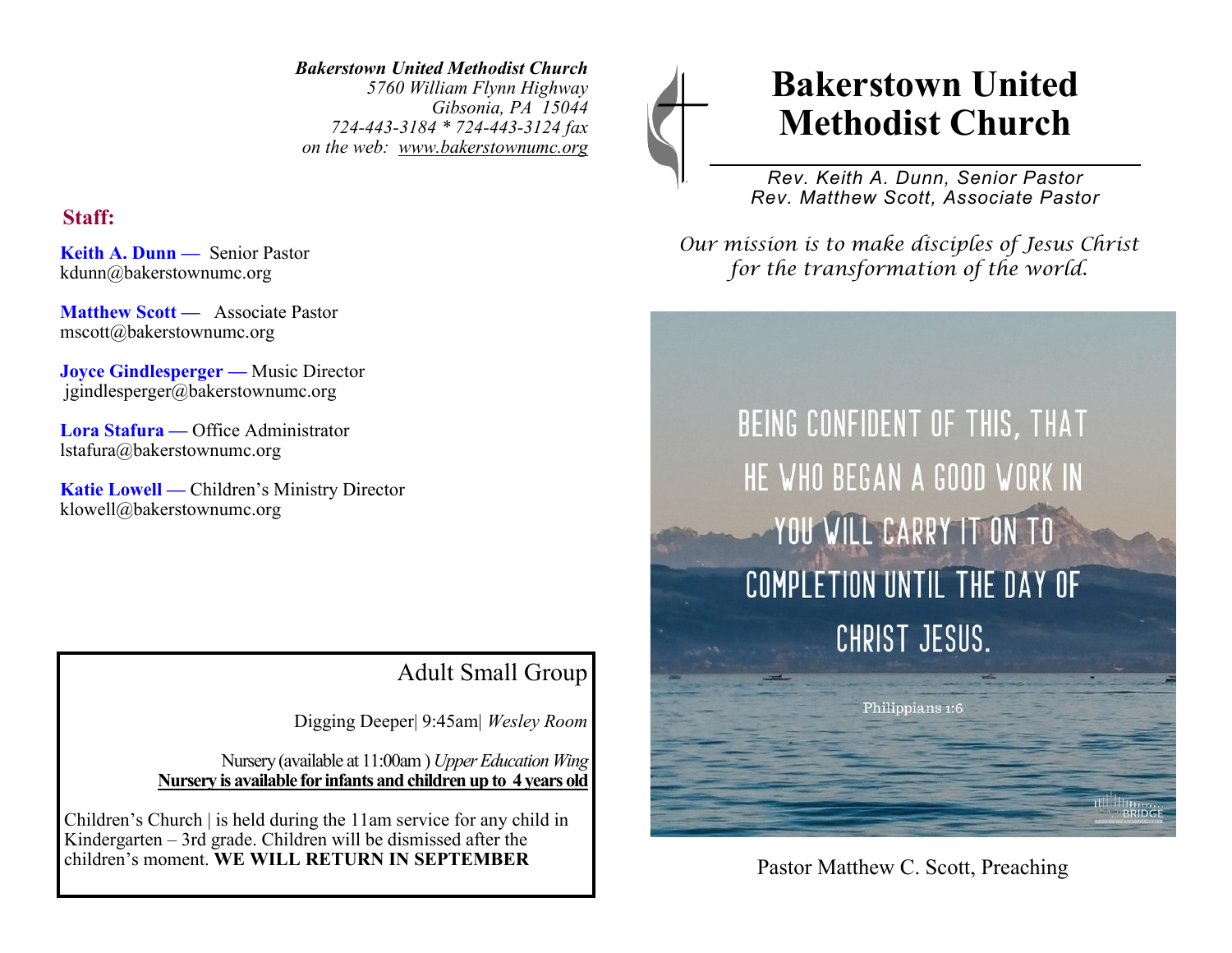*Bakerstown United Methodist Church*
*5760 William Flynn Highway*
*Gibsonia, PA 15044*
*724-443-3184 * 724-443-3124 fax*
*on the web: www.bakerstownumc.org*

## Staff:

**Keith A. Dunn —** Senior Pastor
kdunn@bakerstownumc.org

**Matthew Scott —** Associate Pastor
mscott@bakerstownumc.org

**Joyce Gindlesperger —** Music Director
jgindlesperger@bakerstownumc.org

**Lora Stafura —** Office Administrator
lstafura@bakerstownumc.org

**Katie Lowell —** Children's Ministry Director
klowell@bakerstownumc.org

### Adult Small Group

Digging Deeper| 9:45am| *Wesley Room*

Nursery (available at 11:00am ) *Upper Education Wing*
**Nursery is available for infants and children up to 4 years old**

Children's Church | is held during the 11am service for any child in Kindergarten – 3rd grade. Children will be dismissed after the children's moment. **WE WILL RETURN IN SEPTEMBER**

# Bakerstown United Methodist Church

*Rev. Keith A. Dunn, Senior Pastor*
*Rev. Matthew Scott, Associate Pastor*

*Our mission is to make disciples of Jesus Christ for the transformation of the world.*

BEING CONFIDENT OF THIS, THAT HE WHO BEGAN A GOOD WORK IN YOU WILL CARRY IT ON TO COMPLETION UNTIL THE DAY OF CHRIST JESUS.

Philippians 1:6

Pastor Matthew C. Scott, Preaching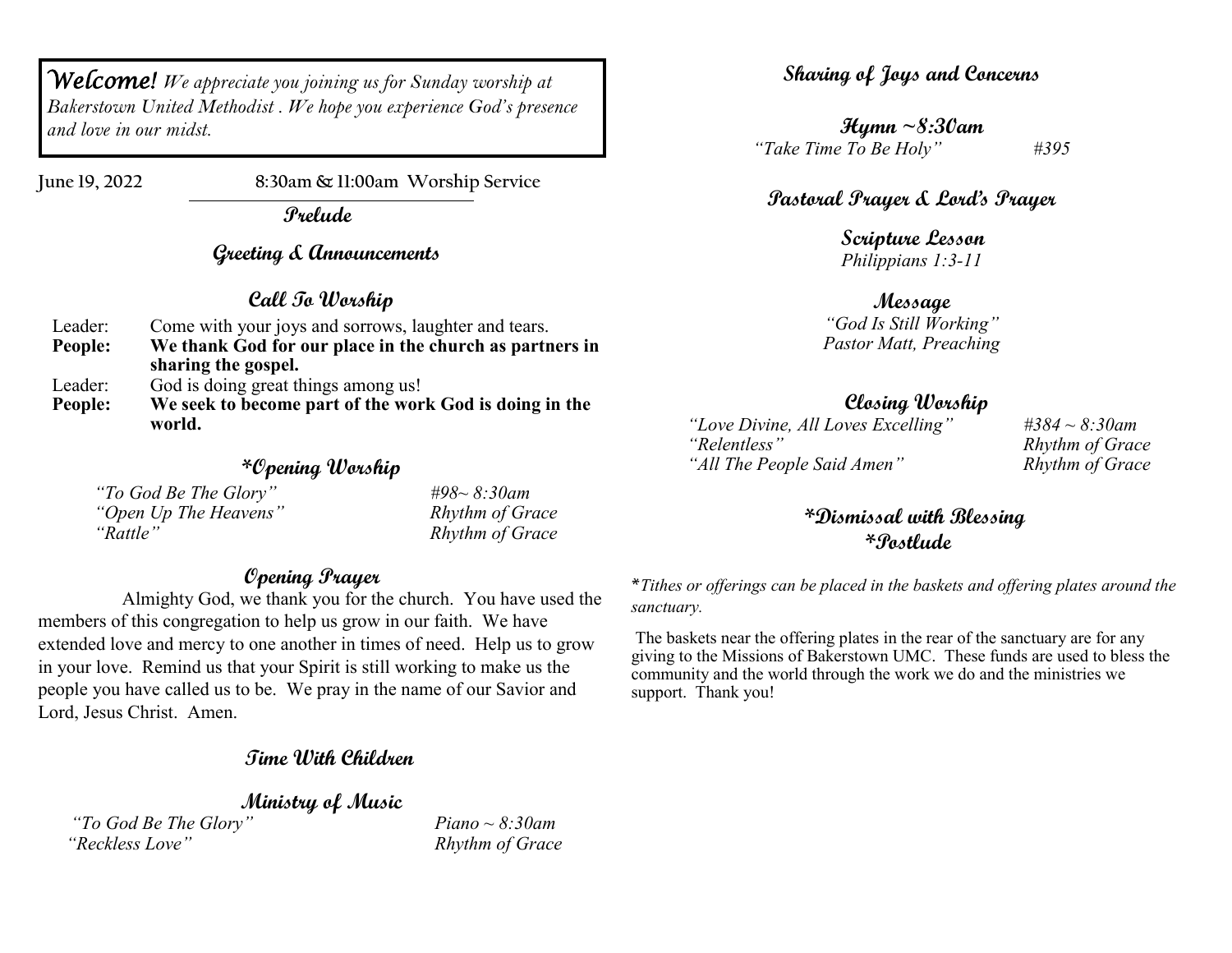***Welcome!*** *We appreciate you joining us for Sunday worship at Bakerstown United Methodist . We hope you experience God's presence and love in our midst.*

June 19, 2022 8:30am & 11:00am Worship Service

## Prelude

## Greeting & Announcements

## Call To Worship

Leader: Come with your joys and sorrows, laughter and tears.
**People: We thank God for our place in the church as partners in sharing the gospel.**
Leader: God is doing great things among us!
**People: We seek to become part of the work God is doing in the world.**

## *Opening Worship

| | |
|---|---|
| *"To God Be The Glory"* | *#98~ 8:30am* |
| *"Open Up The Heavens"* | *Rhythm of Grace* |
| *"Rattle"* | *Rhythm of Grace* |

## Opening Prayer

Almighty God, we thank you for the church. You have used the members of this congregation to help us grow in our faith. We have extended love and mercy to one another in times of need. Help us to grow in your love. Remind us that your Spirit is still working to make us the people you have called us to be. We pray in the name of our Savior and Lord, Jesus Christ. Amen.

## Time With Children

## Ministry of Music

| | |
|---|---|
| *"To God Be The Glory"* | *Piano ~ 8:30am* |
| *"Reckless Love"* | *Rhythm of Grace* |

## Sharing of Joys and Concerns

## Hymn ~8:30am

*"Take Time To Be Holy"* *#395*

## Pastoral Prayer & Lord's Prayer

## Scripture Lesson

*Philippians 1:3-11*

## Message

*"God Is Still Working"*
*Pastor Matt, Preaching*

## Closing Worship

| | |
|---|---|
| *"Love Divine, All Loves Excelling"* | *#384 ~ 8:30am* |
| *"Relentless"* | *Rhythm of Grace* |
| *"All The People Said Amen"* | *Rhythm of Grace* |

## *Dismissal with Blessing

## *Postlude

**Tithes or offerings can be placed in the baskets and offering plates around the sanctuary.*

The baskets near the offering plates in the rear of the sanctuary are for any giving to the Missions of Bakerstown UMC. These funds are used to bless the community and the world through the work we do and the ministries we support. Thank you!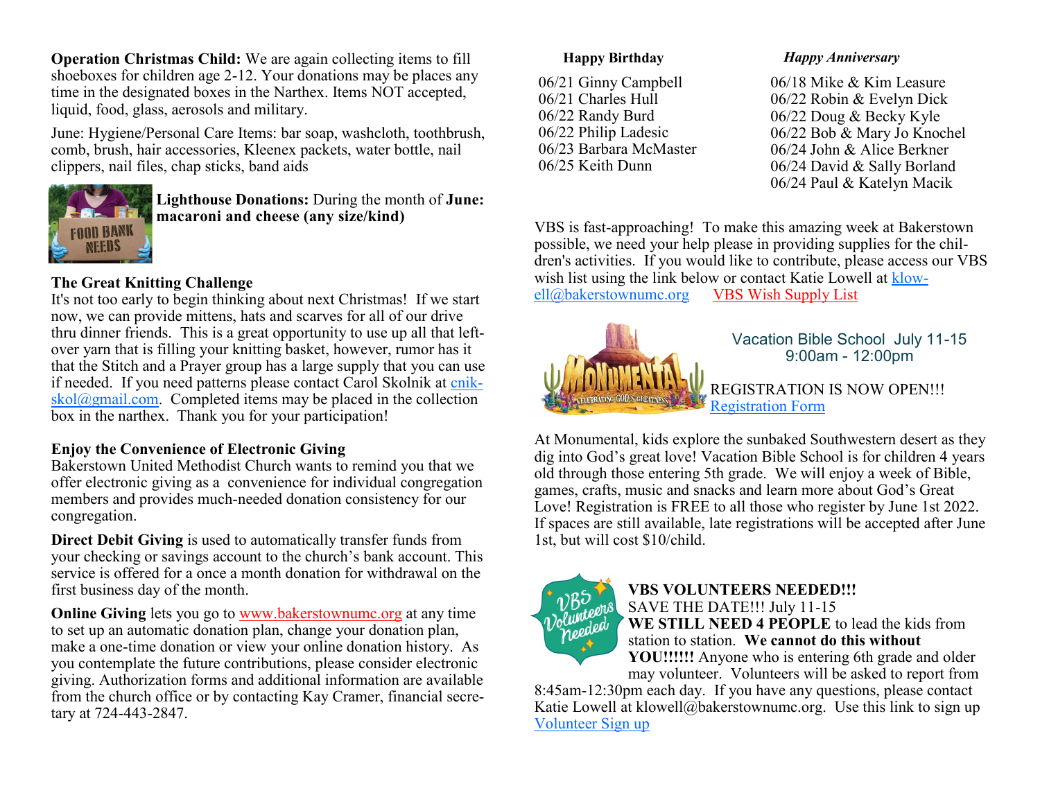**Operation Christmas Child:** We are again collecting items to fill shoeboxes for children age 2-12. Your donations may be places any time in the designated boxes in the Narthex. Items NOT accepted, liquid, food, glass, aerosols and military.

June: Hygiene/Personal Care Items: bar soap, washcloth, toothbrush, comb, brush, hair accessories, Kleenex packets, water bottle, nail clippers, nail files, chap sticks, band aids

**Lighthouse Donations:** During the month of **June: macaroni and cheese (any size/kind)**

**The Great Knitting Challenge**

It's not too early to begin thinking about next Christmas! If we start now, we can provide mittens, hats and scarves for all of our drive thru dinner friends. This is a great opportunity to use up all that left-over yarn that is filling your knitting basket, however, rumor has it that the Stitch and a Prayer group has a large supply that you can use if needed. If you need patterns please contact Carol Skolnik at cnik-skol@gmail.com. Completed items may be placed in the collection box in the narthex. Thank you for your participation!

**Enjoy the Convenience of Electronic Giving**

Bakerstown United Methodist Church wants to remind you that we offer electronic giving as a convenience for individual congregation members and provides much-needed donation consistency for our congregation.

**Direct Debit Giving** is used to automatically transfer funds from your checking or savings account to the church's bank account. This service is offered for a once a month donation for withdrawal on the first business day of the month.

**Online Giving** lets you go to www.bakerstownumc.org at any time to set up an automatic donation plan, change your donation plan, make a one-time donation or view your online donation history. As you contemplate the future contributions, please consider electronic giving. Authorization forms and additional information are available from the church office or by contacting Kay Cramer, financial secretary at 724-443-2847.

| **Happy Birthday** | ***Happy Anniversary*** |
|---|---|
| 06/21 Ginny Campbell | 06/18 Mike & Kim Leasure |
| 06/21 Charles Hull | 06/22 Robin & Evelyn Dick |
| 06/22 Randy Burd | 06/22 Doug & Becky Kyle |
| 06/22 Philip Ladesic | 06/22 Bob & Mary Jo Knochel |
| 06/23 Barbara McMaster | 06/24 John & Alice Berkner |
| 06/25 Keith Dunn | 06/24 David & Sally Borland |
| | 06/24 Paul & Katelyn Macik |

VBS is fast-approaching! To make this amazing week at Bakerstown possible, we need your help please in providing supplies for the children's activities. If you would like to contribute, please access our VBS wish list using the link below or contact Katie Lowell at klowell@bakerstownumc.org VBS Wish Supply List

Vacation Bible School July 11-15
9:00am - 12:00pm

REGISTRATION IS NOW OPEN!!!
Registration Form

At Monumental, kids explore the sunbaked Southwestern desert as they dig into God's great love! Vacation Bible School is for children 4 years old through those entering 5th grade. We will enjoy a week of Bible, games, crafts, music and snacks and learn more about God's Great Love! Registration is FREE to all those who register by June 1st 2022. If spaces are still available, late registrations will be accepted after June 1st, but will cost $10/child.

**VBS VOLUNTEERS NEEDED!!!**

SAVE THE DATE!!! July 11-15

**WE STILL NEED 4 PEOPLE** to lead the kids from station to station. **We cannot do this without YOU!!!!!!** Anyone who is entering 6th grade and older may volunteer. Volunteers will be asked to report from 8:45am-12:30pm each day. If you have any questions, please contact Katie Lowell at klowell@bakerstownumc.org. Use this link to sign up Volunteer Sign up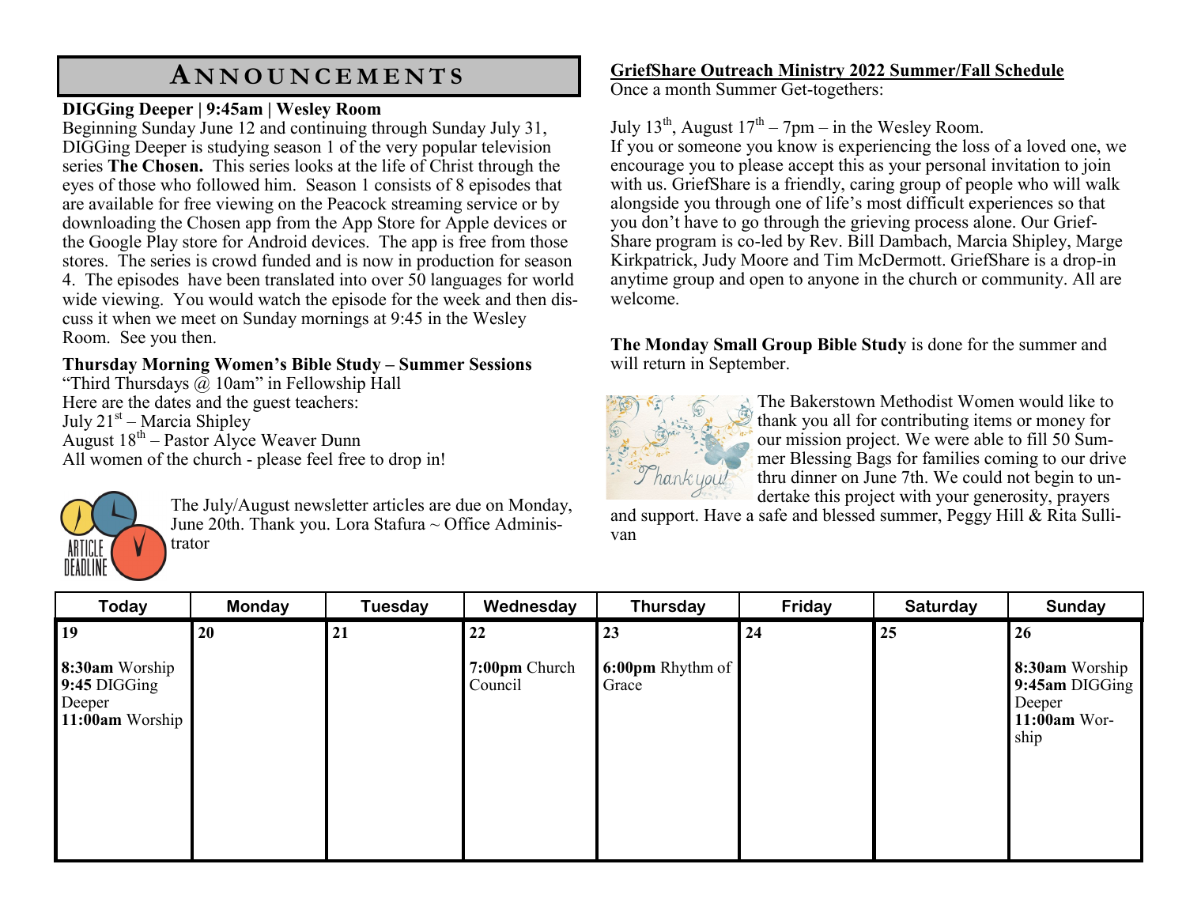# Announcements

**DIGGing Deeper | 9:45am | Wesley Room**

Beginning Sunday June 12 and continuing through Sunday July 31, DIGGing Deeper is studying season 1 of the very popular television series **The Chosen.** This series looks at the life of Christ through the eyes of those who followed him. Season 1 consists of 8 episodes that are available for free viewing on the Peacock streaming service or by downloading the Chosen app from the App Store for Apple devices or the Google Play store for Android devices. The app is free from those stores. The series is crowd funded and is now in production for season 4. The episodes have been translated into over 50 languages for world wide viewing. You would watch the episode for the week and then discuss it when we meet on Sunday mornings at 9:45 in the Wesley Room. See you then.

**Thursday Morning Women's Bible Study – Summer Sessions**

"Third Thursdays @ 10am" in Fellowship Hall
Here are the dates and the guest teachers:
July 21st – Marcia Shipley
August 18th – Pastor Alyce Weaver Dunn
All women of the church - please feel free to drop in!

ARTICLE DEADLINE

The July/August newsletter articles are due on Monday, June 20th. Thank you. Lora Stafura ~ Office Administrator

**GriefShare Outreach Ministry 2022 Summer/Fall Schedule**

Once a month Summer Get-togethers:

July 13th, August 17th – 7pm – in the Wesley Room.
If you or someone you know is experiencing the loss of a loved one, we encourage you to please accept this as your personal invitation to join with us. GriefShare is a friendly, caring group of people who will walk alongside you through one of life's most difficult experiences so that you don't have to go through the grieving process alone. Our GriefShare program is co-led by Rev. Bill Dambach, Marcia Shipley, Marge Kirkpatrick, Judy Moore and Tim McDermott. GriefShare is a drop-in anytime group and open to anyone in the church or community. All are welcome.

**The Monday Small Group Bible Study** is done for the summer and will return in September.

The Bakerstown Methodist Women would like to thank you all for contributing items or money for our mission project. We were able to fill 50 Summer Blessing Bags for families coming to our drive thru dinner on June 7th. We could not begin to undertake this project with your generosity, prayers and support. Have a safe and blessed summer, Peggy Hill & Rita Sullivan

| Today | Monday | Tuesday | Wednesday | Thursday | Friday | Saturday | Sunday |
|---|---|---|---|---|---|---|---|
| **19**<br><br>**8:30am** Worship<br>**9:45** DIGGing Deeper<br>**11:00am** Worship | **20** | **21** | **22**<br><br>**7:00pm** Church Council | **23**<br><br>**6:00pm** Rhythm of Grace | **24** | **25** | **26**<br><br>**8:30am** Worship<br>**9:45am** DIGGing Deeper<br>**11:00am** Worship |